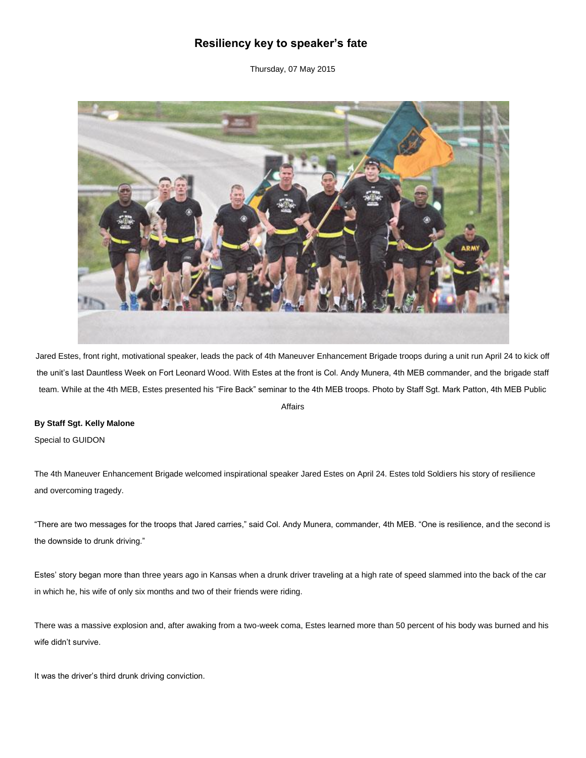# Resiliency key to speaker's fate

Thursday, 07 May 2015

Jared Estes, front right, motivational speaker, leads the pack of 4th Maneuver Enhancement Brigade troops during a unit run April 24 to kick off the unit's last Dauntless Week on Fort Leonard Wood. With Estes at the front is Col. Andy Munera, 4th MEB commander, and the brigade staff team. While at the 4th MEB, Estes presented his "Fire Back" seminar to the 4th MEB troops. Photo by Staff Sgt. Mark Patton, 4th MEB Public Affairs

**By Staff Sgt. Kelly Malone**

Special to GUIDON

The 4th Maneuver Enhancement Brigade welcomed inspirational speaker Jared Estes on April 24. Estes told Soldiers his story of resilience and overcoming tragedy.

"There are two messages for the troops that Jared carries," said Col. Andy Munera, commander, 4th MEB. "One is resilience, and the second is the downside to drunk driving."

Estes' story began more than three years ago in Kansas when a drunk driver traveling at a high rate of speed slammed into the back of the car in which he, his wife of only six months and two of their friends were riding.

There was a massive explosion and, after awaking from a two-week coma, Estes learned more than 50 percent of his body was burned and his wife didn't survive.

It was the driver's third drunk driving conviction.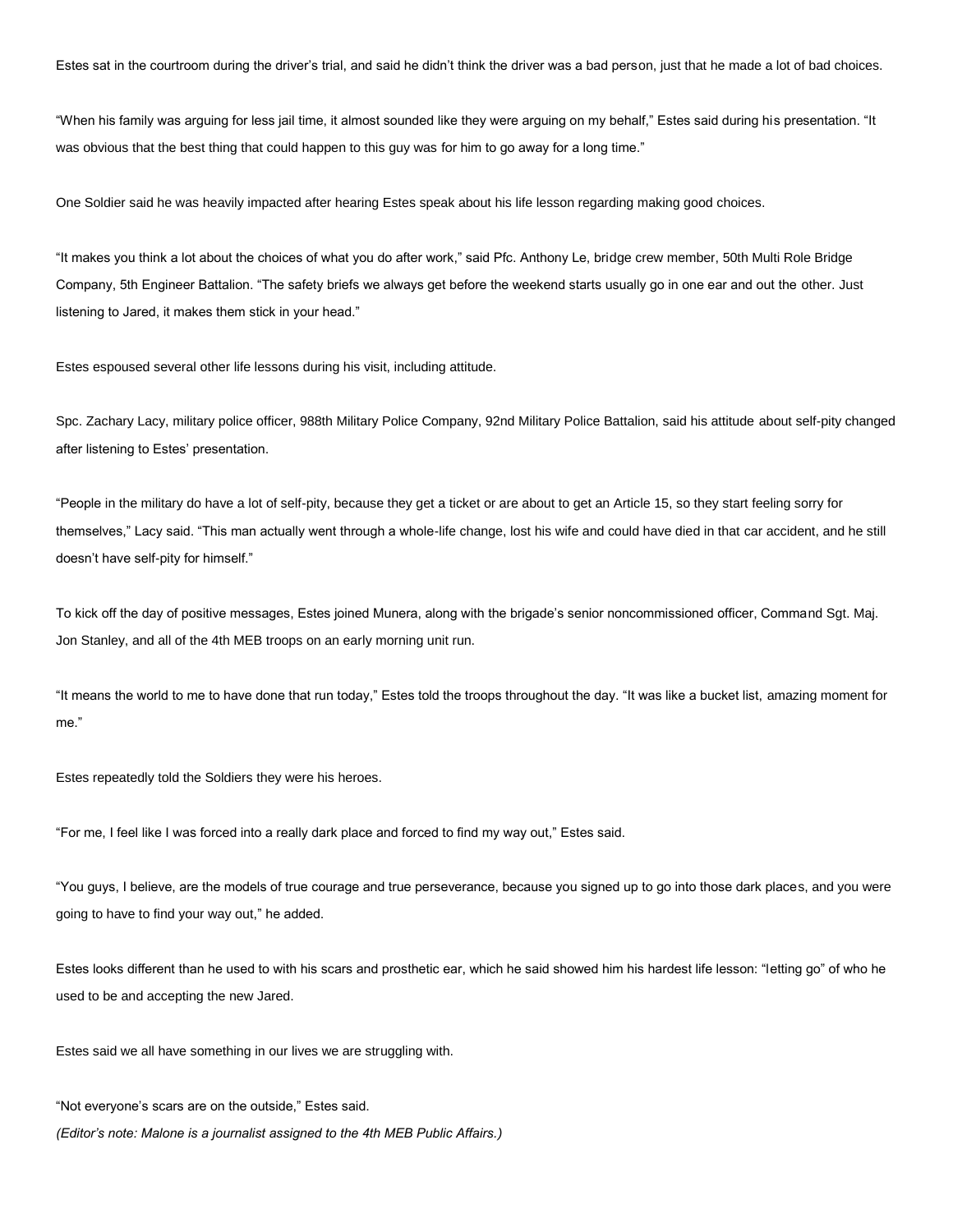Estes sat in the courtroom during the driver's trial, and said he didn't think the driver was a bad person, just that he made a lot of bad choices.

"When his family was arguing for less jail time, it almost sounded like they were arguing on my behalf," Estes said during his presentation. "It was obvious that the best thing that could happen to this guy was for him to go away for a long time."

One Soldier said he was heavily impacted after hearing Estes speak about his life lesson regarding making good choices.

"It makes you think a lot about the choices of what you do after work," said Pfc. Anthony Le, bridge crew member, 50th Multi Role Bridge Company, 5th Engineer Battalion. "The safety briefs we always get before the weekend starts usually go in one ear and out the other. Just listening to Jared, it makes them stick in your head."

Estes espoused several other life lessons during his visit, including attitude.

Spc. Zachary Lacy, military police officer, 988th Military Police Company, 92nd Military Police Battalion, said his attitude about self-pity changed after listening to Estes' presentation.

"People in the military do have a lot of self-pity, because they get a ticket or are about to get an Article 15, so they start feeling sorry for themselves," Lacy said. "This man actually went through a whole-life change, lost his wife and could have died in that car accident, and he still doesn't have self-pity for himself."

To kick off the day of positive messages, Estes joined Munera, along with the brigade's senior noncommissioned officer, Command Sgt. Maj. Jon Stanley, and all of the 4th MEB troops on an early morning unit run.

"It means the world to me to have done that run today," Estes told the troops throughout the day. "It was like a bucket list, amazing moment for me."

Estes repeatedly told the Soldiers they were his heroes.

"For me, I feel like I was forced into a really dark place and forced to find my way out," Estes said.

"You guys, I believe, are the models of true courage and true perseverance, because you signed up to go into those dark places, and you were going to have to find your way out," he added.

Estes looks different than he used to with his scars and prosthetic ear, which he said showed him his hardest life lesson: "letting go" of who he used to be and accepting the new Jared.

Estes said we all have something in our lives we are struggling with.

"Not everyone's scars are on the outside," Estes said.

*(Editor's note: Malone is a journalist assigned to the 4th MEB Public Affairs.)*